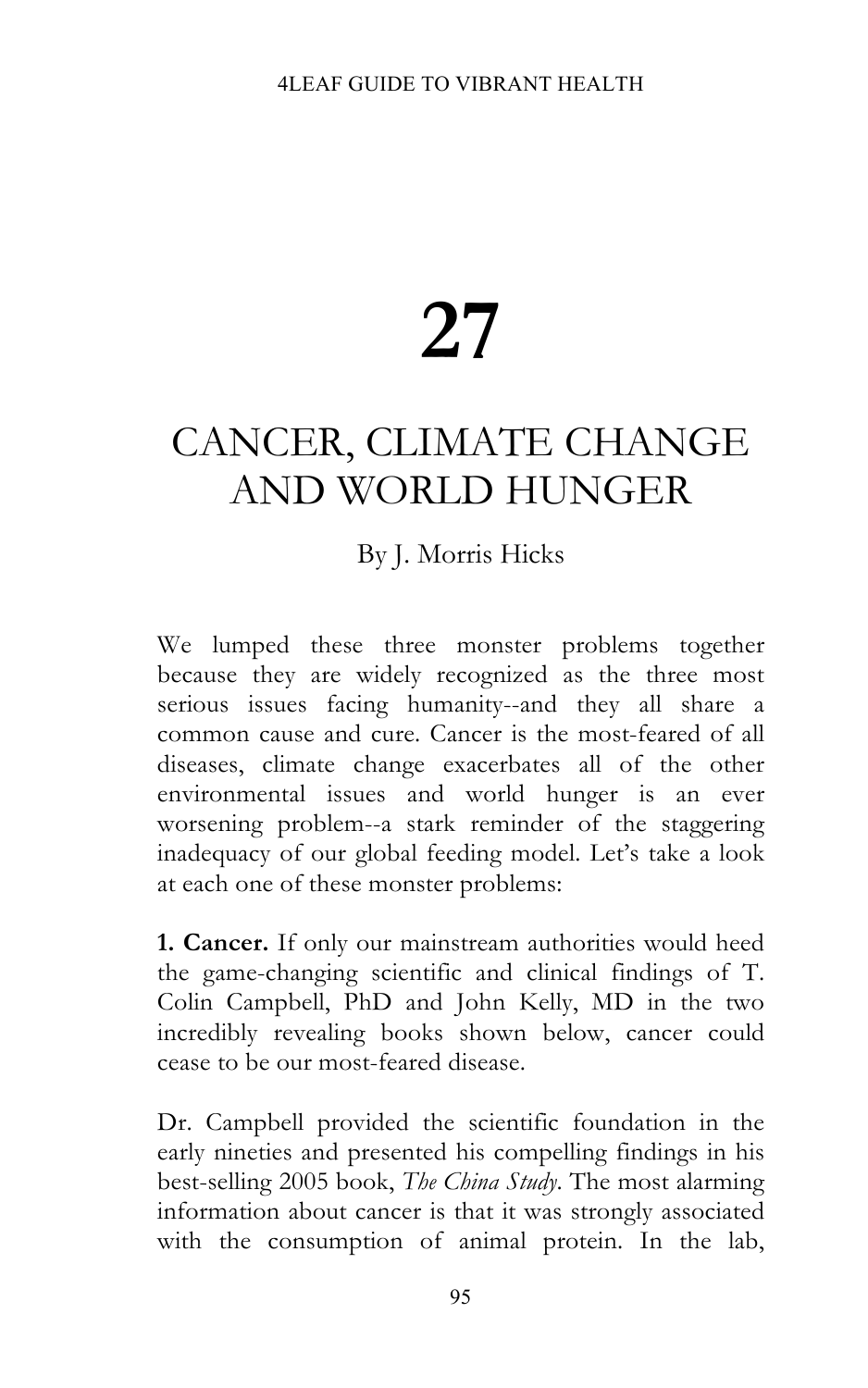# 27

# CANCER, CLIMATE CHANGE AND WORLD HUNGER

By J. Morris Hicks

We lumped these three monster problems together because they are widely recognized as the three most serious issues facing humanity--and they all share a common cause and cure. Cancer is the most-feared of all diseases, climate change exacerbates all of the other environmental issues and world hunger is an ever worsening problem--a stark reminder of the staggering inadequacy of our global feeding model. Let's take a look at each one of these monster problems:

**1. Cancer.** If only our mainstream authorities would heed the game-changing scientific and clinical findings of T. Colin Campbell, PhD and John Kelly, MD in the two incredibly revealing books shown below, cancer could cease to be our most-feared disease.

Dr. Campbell provided the scientific foundation in the early nineties and presented his compelling findings in his best-selling 2005 book, *The China Study*. The most alarming information about cancer is that it was strongly associated with the consumption of animal protein. In the lab,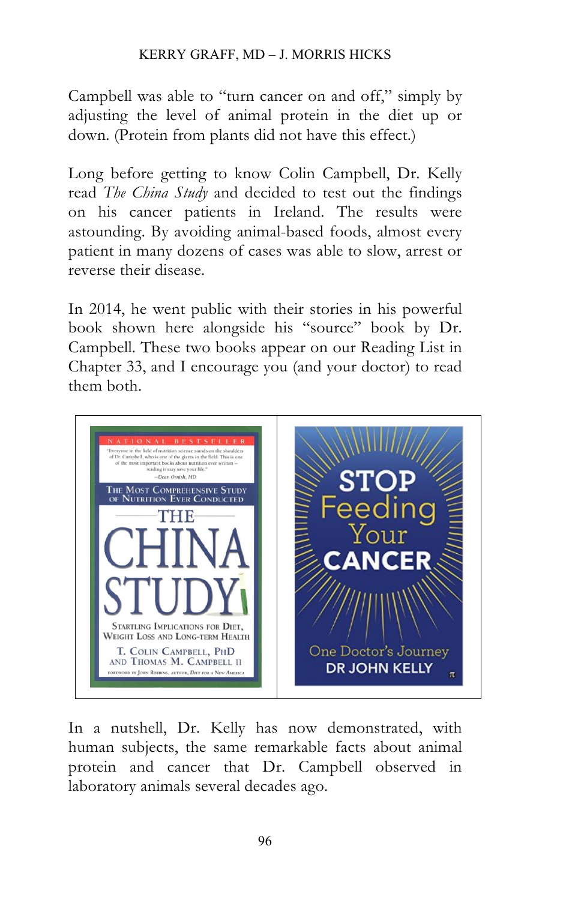Campbell was able to "turn cancer on and off," simply by adjusting the level of animal protein in the diet up or down. (Protein from plants did not have this effect.)

Long before getting to know Colin Campbell, Dr. Kelly read *The China Study* and decided to test out the findings on his cancer patients in Ireland. The results were astounding. By avoiding animal-based foods, almost every patient in many dozens of cases was able to slow, arrest or reverse their disease.

In 2014, he went public with their stories in his powerful book shown here alongside his "source" book by Dr. Campbell. These two books appear on our Reading List in Chapter 33, and I encourage you (and your doctor) to read them both.

In a nutshell, Dr. Kelly has now demonstrated, with human subjects, the same remarkable facts about animal protein and cancer that Dr. Campbell observed in laboratory animals several decades ago.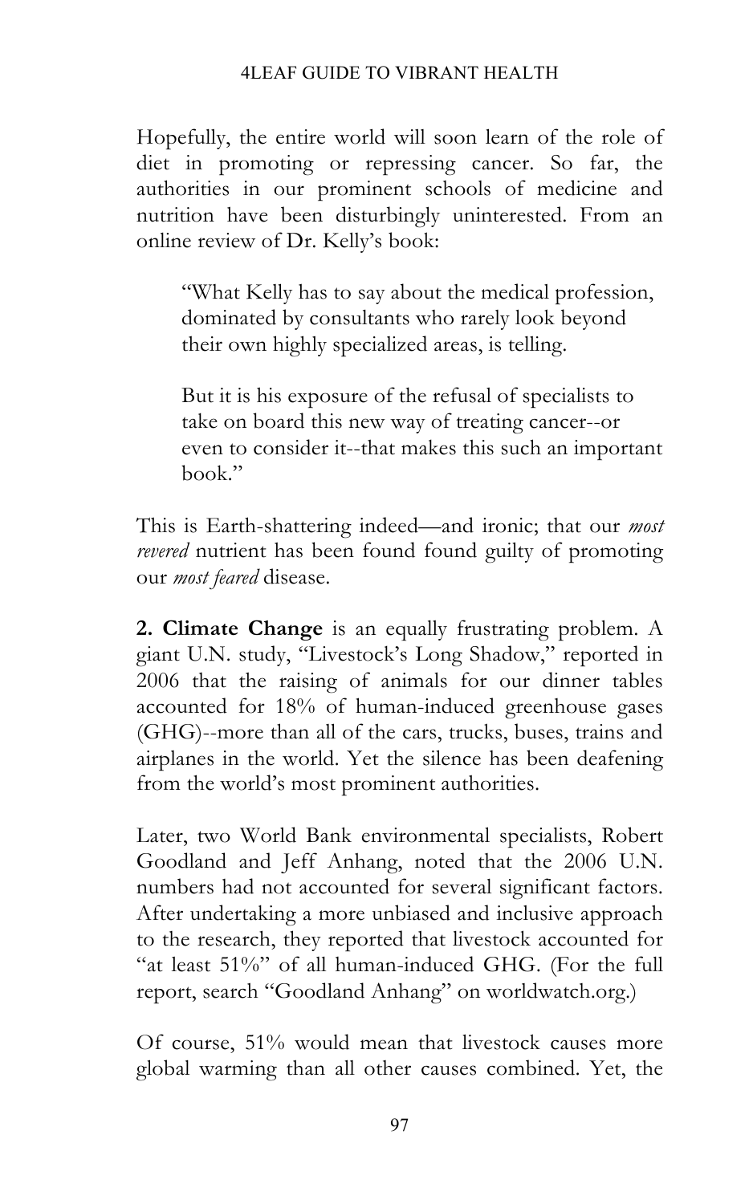Hopefully, the entire world will soon learn of the role of diet in promoting or repressing cancer. So far, the authorities in our prominent schools of medicine and nutrition have been disturbingly uninterested. From an online review of Dr. Kelly's book:

> "What Kelly has to say about the medical profession, dominated by consultants who rarely look beyond their own highly specialized areas, is telling.
>
> But it is his exposure of the refusal of specialists to take on board this new way of treating cancer--or even to consider it--that makes this such an important book."

This is Earth-shattering indeed—and ironic; that our *most revered* nutrient has been found found guilty of promoting our *most feared* disease.

**2. Climate Change** is an equally frustrating problem. A giant U.N. study, "Livestock's Long Shadow," reported in 2006 that the raising of animals for our dinner tables accounted for 18% of human-induced greenhouse gases (GHG)--more than all of the cars, trucks, buses, trains and airplanes in the world. Yet the silence has been deafening from the world's most prominent authorities.

Later, two World Bank environmental specialists, Robert Goodland and Jeff Anhang, noted that the 2006 U.N. numbers had not accounted for several significant factors. After undertaking a more unbiased and inclusive approach to the research, they reported that livestock accounted for "at least 51%" of all human-induced GHG. (For the full report, search "Goodland Anhang" on worldwatch.org.)

Of course, 51% would mean that livestock causes more global warming than all other causes combined. Yet, the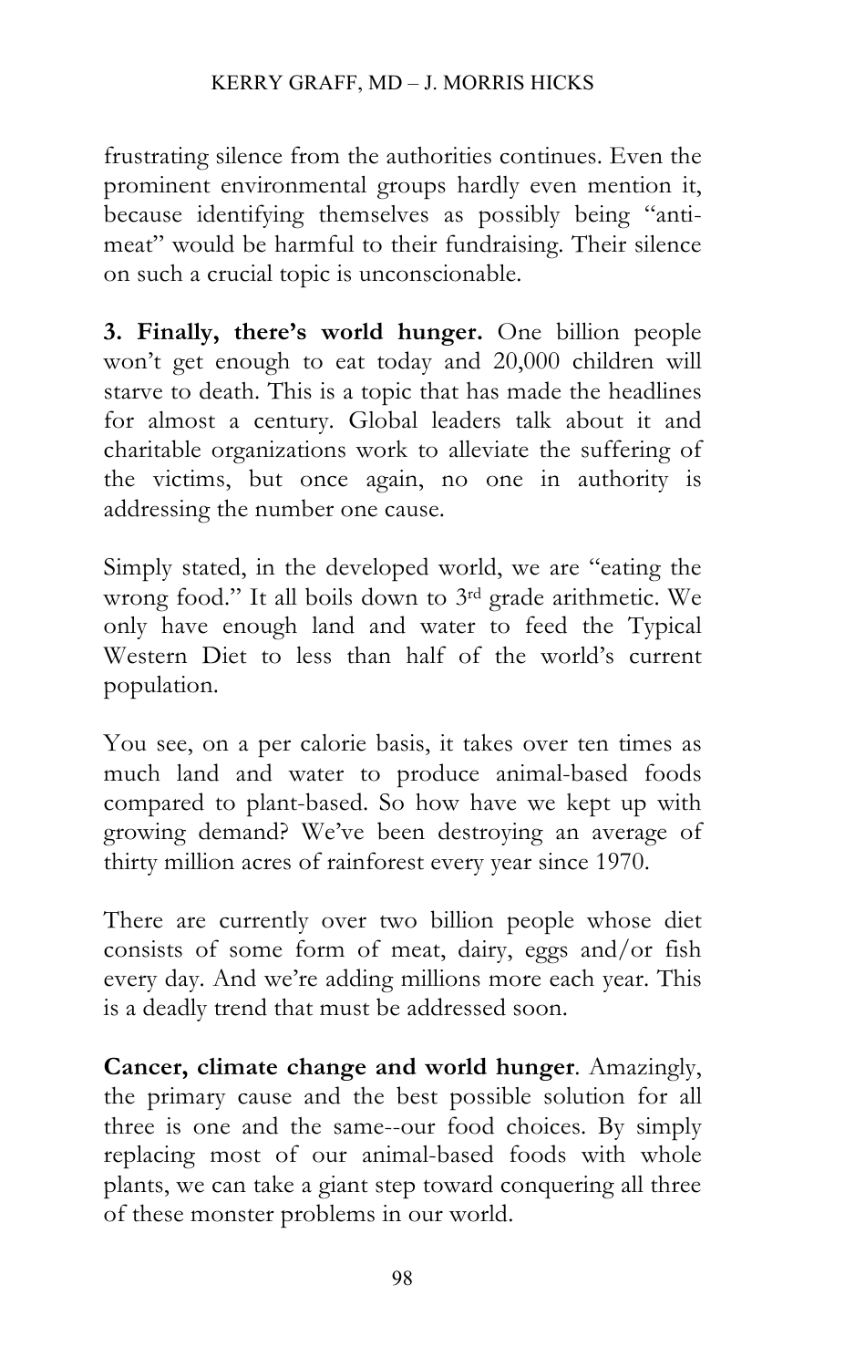frustrating silence from the authorities continues. Even the prominent environmental groups hardly even mention it, because identifying themselves as possibly being "anti-meat" would be harmful to their fundraising. Their silence on such a crucial topic is unconscionable.

**3. Finally, there's world hunger.** One billion people won't get enough to eat today and 20,000 children will starve to death. This is a topic that has made the headlines for almost a century. Global leaders talk about it and charitable organizations work to alleviate the suffering of the victims, but once again, no one in authority is addressing the number one cause.

Simply stated, in the developed world, we are "eating the wrong food." It all boils down to 3rd grade arithmetic. We only have enough land and water to feed the Typical Western Diet to less than half of the world's current population.

You see, on a per calorie basis, it takes over ten times as much land and water to produce animal-based foods compared to plant-based. So how have we kept up with growing demand? We've been destroying an average of thirty million acres of rainforest every year since 1970.

There are currently over two billion people whose diet consists of some form of meat, dairy, eggs and/or fish every day. And we're adding millions more each year. This is a deadly trend that must be addressed soon.

**Cancer, climate change and world hunger**. Amazingly, the primary cause and the best possible solution for all three is one and the same--our food choices. By simply replacing most of our animal-based foods with whole plants, we can take a giant step toward conquering all three of these monster problems in our world.